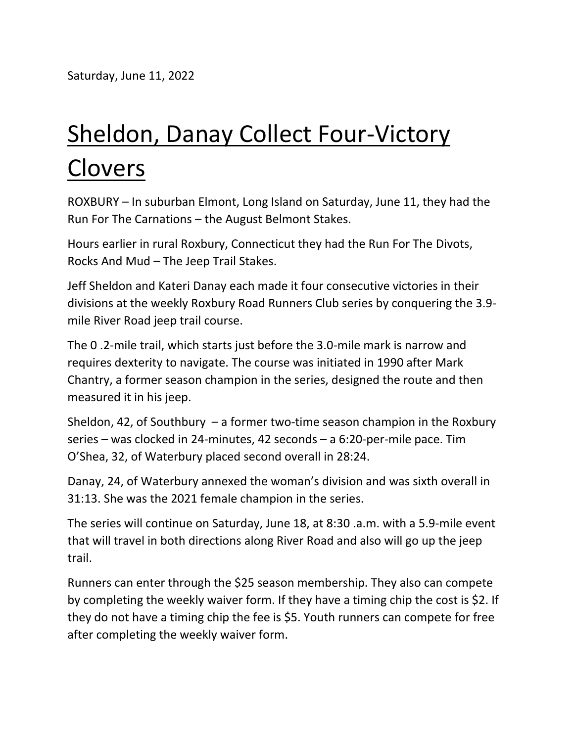Saturday, June 11, 2022

# Sheldon, Danay Collect Four-Victory Clovers

ROXBURY – In suburban Elmont, Long Island on Saturday, June 11, they had the Run For The Carnations – the August Belmont Stakes.

Hours earlier in rural Roxbury, Connecticut they had the Run For The Divots, Rocks And Mud – The Jeep Trail Stakes.

Jeff Sheldon and Kateri Danay each made it four consecutive victories in their divisions at the weekly Roxbury Road Runners Club series by conquering the 3.9-mile River Road jeep trail course.

The 0 .2-mile trail, which starts just before the 3.0-mile mark is narrow and requires dexterity to navigate. The course was initiated in 1990 after Mark Chantry, a former season champion in the series, designed the route and then measured it in his jeep.

Sheldon, 42, of Southbury – a former two-time season champion in the Roxbury series – was clocked in 24-minutes, 42 seconds – a 6:20-per-mile pace. Tim O'Shea, 32, of Waterbury placed second overall in 28:24.

Danay, 24, of Waterbury annexed the woman's division and was sixth overall in 31:13. She was the 2021 female champion in the series.

The series will continue on Saturday, June 18, at 8:30 .a.m. with a 5.9-mile event that will travel in both directions along River Road and also will go up the jeep trail.

Runners can enter through the $25 season membership. They also can compete by completing the weekly waiver form. If they have a timing chip the cost is $2. If they do not have a timing chip the fee is $5. Youth runners can compete for free after completing the weekly waiver form.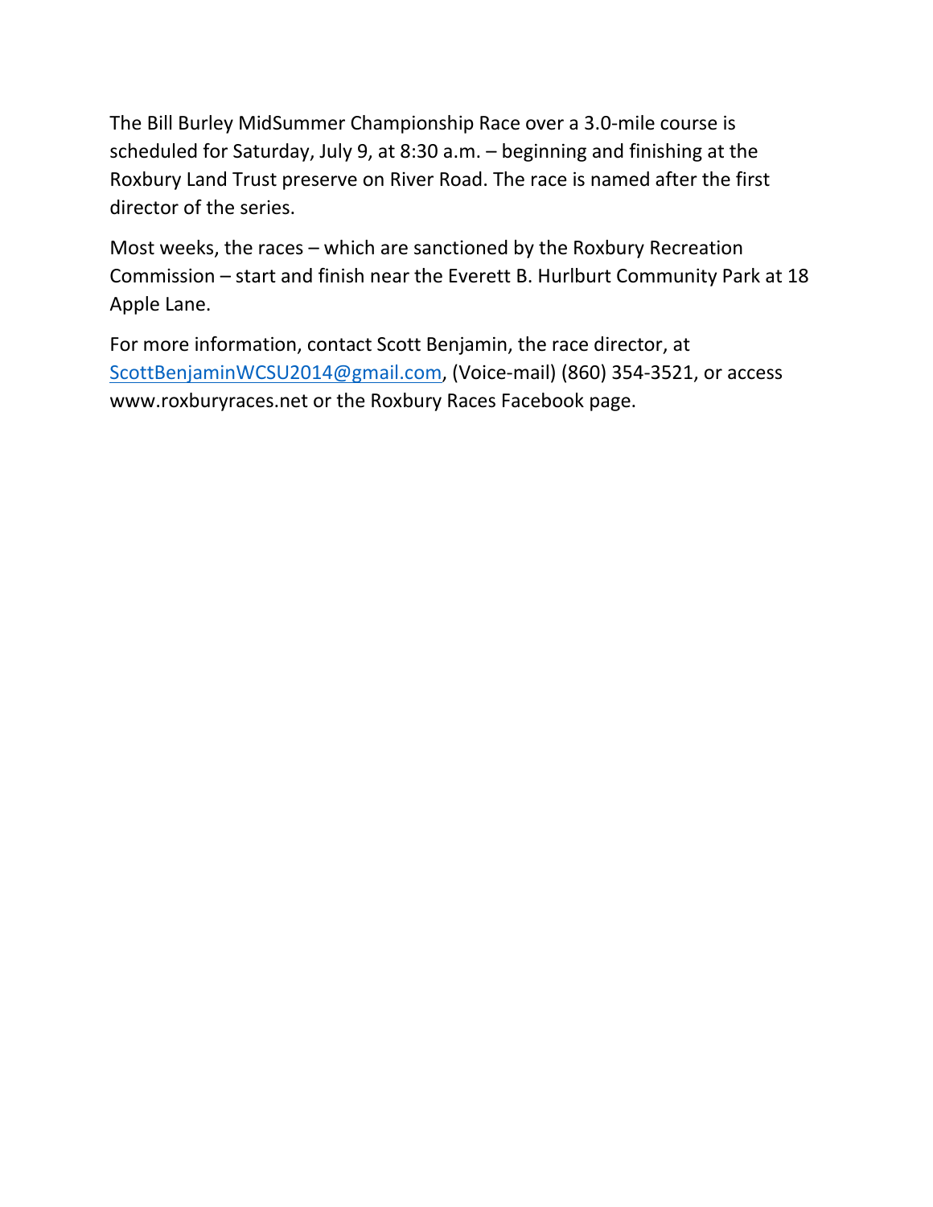The Bill Burley MidSummer Championship Race over a 3.0-mile course is scheduled for Saturday, July 9, at 8:30 a.m. – beginning and finishing at the Roxbury Land Trust preserve on River Road. The race is named after the first director of the series.

Most weeks, the races – which are sanctioned by the Roxbury Recreation Commission – start and finish near the Everett B. Hurlburt Community Park at 18 Apple Lane.

For more information, contact Scott Benjamin, the race director, at ScottBenjaminWCSU2014@gmail.com, (Voice-mail) (860) 354-3521, or access www.roxburyraces.net or the Roxbury Races Facebook page.